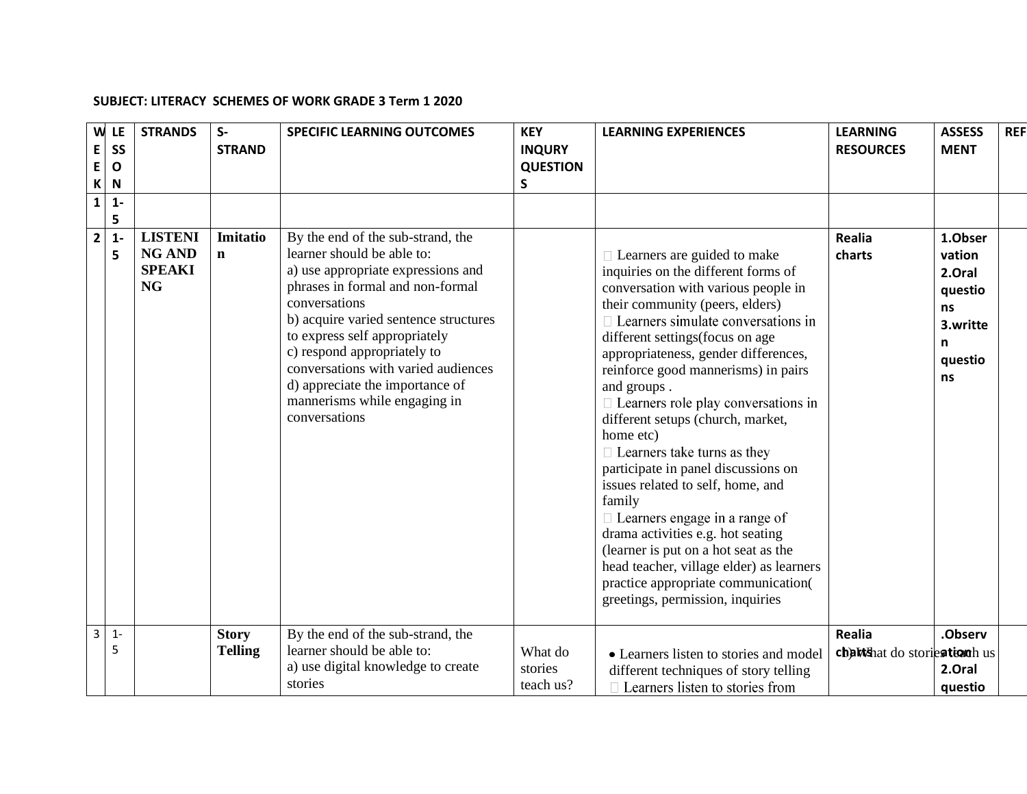**SUBJECT: LITERACY SCHEMES OF WORK GRADE 3 Term 1 2020**

| WEEK | LESSON | STRANDS | S-STRAND | SPECIFIC LEARNING OUTCOMES | KEY INQURY QUESTIONS | LEARNING EXPERIENCES | LEARNING RESOURCES | ASSESSMENT | REF |
|---|---|---|---|---|---|---|---|---|---|
| **1** | **1-5** | | | | | | | | |
| **2** | **1-5** | **LISTENING AND SPEAKING** | **Imitation** | By the end of the sub-strand, the learner should be able to:<br>a) use appropriate expressions and phrases in formal and non-formal conversations<br>b) acquire varied sentence structures to express self appropriately<br>c) respond appropriately to conversations with varied audiences<br>d) appreciate the importance of mannerisms while engaging in conversations | | Learners are guided to make inquiries on the different forms of conversation with various people in their community (peers, elders)<br>Learners simulate conversations in different settings(focus on age appropriateness, gender differences, reinforce good mannerisms) in pairs and groups .<br>Learners role play conversations in different setups (church, market, home etc)<br>Learners take turns as they participate in panel discussions on issues related to self, home, and family<br>Learners engage in a range of drama activities e.g. hot seating (learner is put on a hot seat as the head teacher, village elder) as learners practice appropriate communication( greetings, permission, inquiries | **Realia charts** | **1.Observation 2.Oral questions 3.written questions** | |
| 3 | 1-5 | | **Story Telling** | By the end of the sub-strand, the learner should be able to:<br>a) use digital knowledge to create stories | What do stories teach us? | • Learners listen to stories and model different techniques of story telling<br>Learners listen to stories from | **Realia charts** b) What do stories teach us | **.Observation 2.Oral questio** | |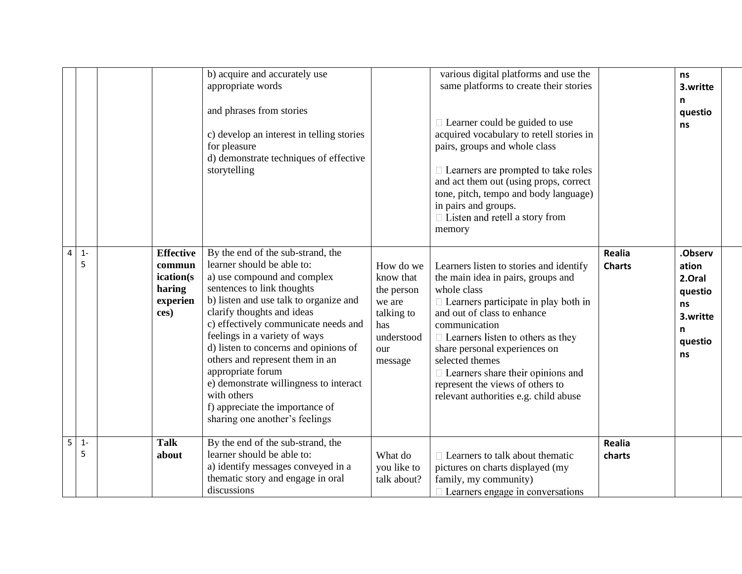| | | | | | | | | | |
|---|---|---|---|---|---|---|---|---|---|
| | | | | b) acquire and accurately use appropriate words<br><br>and phrases from stories<br><br>c) develop an interest in telling stories for pleasure<br>d) demonstrate techniques of effective storytelling | | various digital platforms and use the same platforms to create their stories<br><br> Learner could be guided to use acquired vocabulary to retell stories in pairs, groups and whole class<br><br> Learners are prompted to take roles and act them out (using props, correct tone, pitch, tempo and body language) in pairs and groups.<br> Listen and retell a story from memory | | **ns 3.written questions** | |
| 4 | 1-5 | | **Effective communication(sharing experiences)** | By the end of the sub-strand, the learner should be able to:<br>a) use compound and complex sentences to link thoughts<br>b) listen and use talk to organize and clarify thoughts and ideas<br>c) effectively communicate needs and feelings in a variety of ways<br>d) listen to concerns and opinions of others and represent them in an appropriate forum<br>e) demonstrate willingness to interact with others<br>f) appreciate the importance of sharing one another's feelings | How do we know that the person we are talking to has understood our message | Learners listen to stories and identify the main idea in pairs, groups and whole class<br> Learners participate in play both in and out of class to enhance communication<br> Learners listen to others as they share personal experiences on selected themes<br> Learners share their opinions and represent the views of others to relevant authorities e.g. child abuse | **Realia Charts** | **.Observation 2.Oral questions 3.written questions** | |
| 5 | 1-5 | | **Talk about** | By the end of the sub-strand, the learner should be able to:<br>a) identify messages conveyed in a thematic story and engage in oral discussions | What do you like to talk about? | Learners to talk about thematic pictures on charts displayed (my family, my community)<br> Learners engage in conversations | **Realia charts** | | |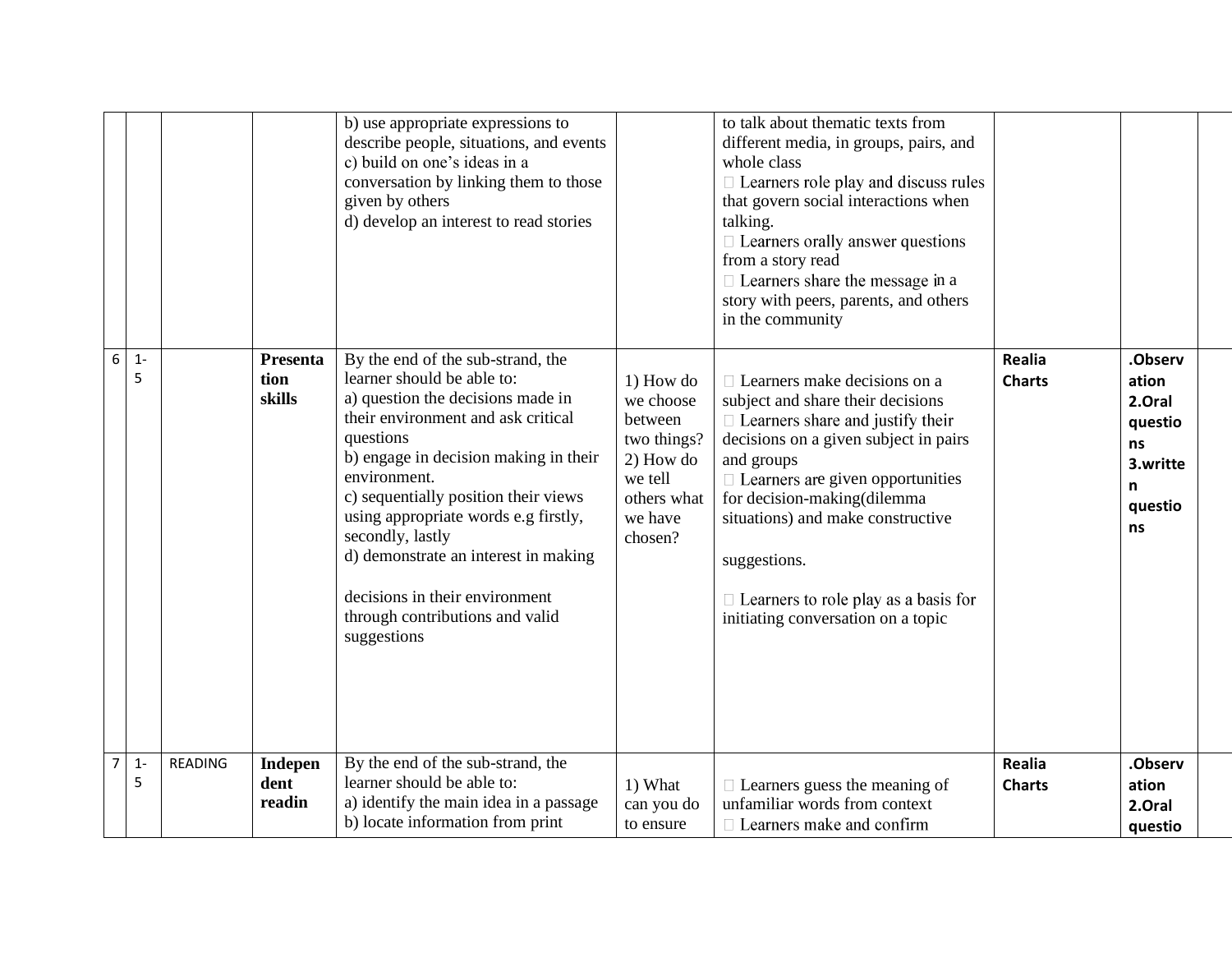| | | | | | | | | | |
|---|---|---|---|---|---|---|---|---|---|
| | | | | b) use appropriate expressions to describe people, situations, and events<br>c) build on one's ideas in a conversation by linking them to those given by others<br>d) develop an interest to read stories | | to talk about thematic texts from different media, in groups, pairs, and whole class<br> Learners role play and discuss rules that govern social interactions when talking.<br> Learners orally answer questions from a story read<br> Learners share the message in a story with peers, parents, and others in the community | | | |
| 6 | 1-5 | | **Presentation skills** | By the end of the sub-strand, the learner should be able to:<br>a) question the decisions made in their environment and ask critical questions<br>b) engage in decision making in their environment.<br>c) sequentially position their views using appropriate words e.g firstly, secondly, lastly<br>d) demonstrate an interest in making decisions in their environment through contributions and valid suggestions | 1) How do we choose between two things?<br>2) How do we tell others what we have chosen? |  Learners make decisions on a subject and share their decisions<br> Learners share and justify their decisions on a given subject in pairs and groups<br> Learners are given opportunities for decision-making(dilemma situations) and make constructive suggestions.<br> Learners to role play as a basis for initiating conversation on a topic | **Realia**<br>**Charts** | **.Observation**<br>**2.Oral questions**<br>**3.written questions** | |
| 7 | 1-5 | READING | **Independent readin** | By the end of the sub-strand, the learner should be able to:<br>a) identify the main idea in a passage<br>b) locate information from print | 1) What can you do to ensure |  Learners guess the meaning of unfamiliar words from context<br> Learners make and confirm | **Realia**<br>**Charts** | **.Observation**<br>**2.Oral questio** | |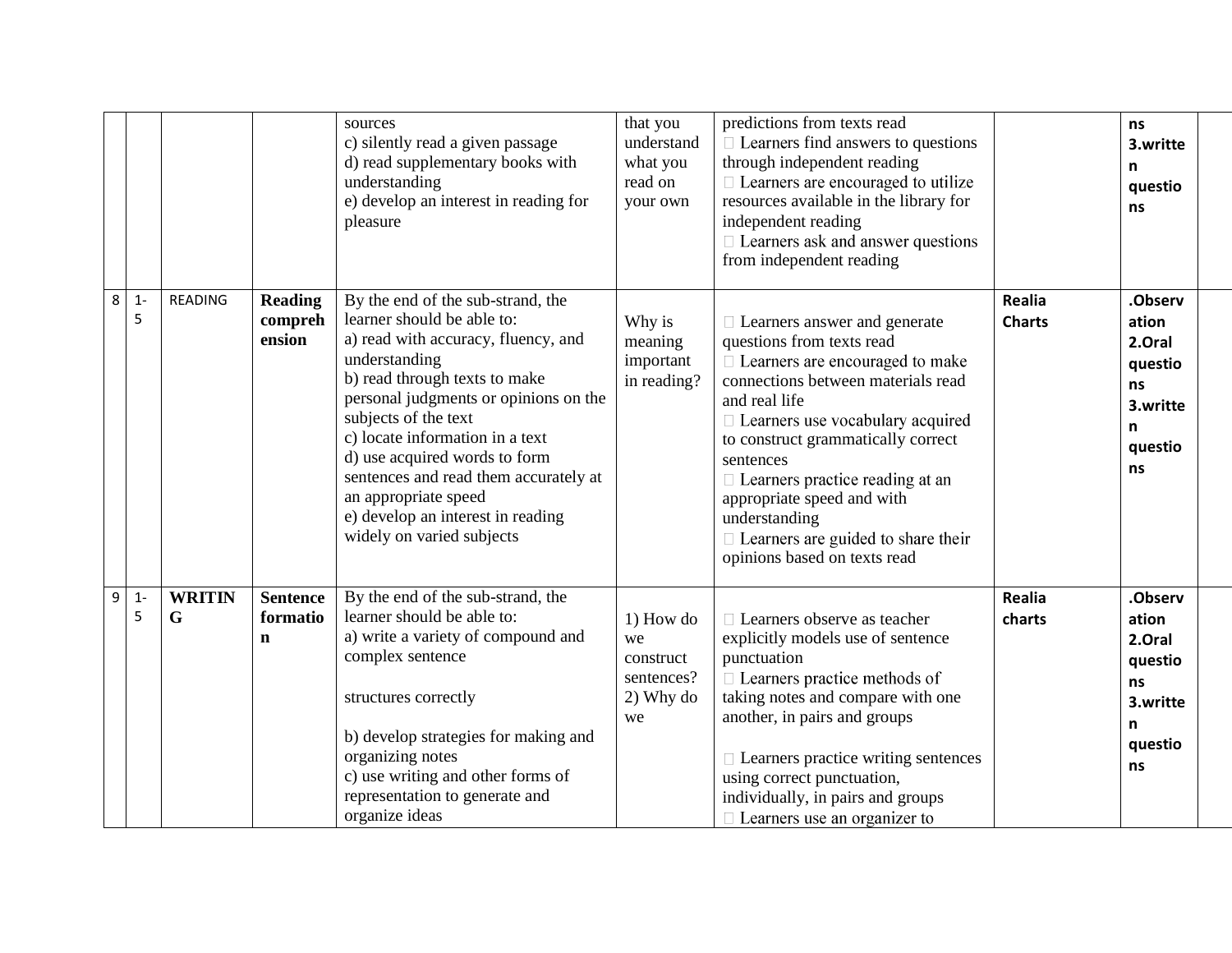| | | | | | | | | | |
|---|---|---|---|---|---|---|---|---|---|
| | | | | sources<br>c) silently read a given passage<br>d) read supplementary books with understanding<br>e) develop an interest in reading for pleasure | that you understand what you read on your own | predictions from texts read<br> Learners find answers to questions through independent reading<br> Learners are encouraged to utilize resources available in the library for independent reading<br> Learners ask and answer questions from independent reading | | **ns**<br>**3.written questions** | |
| 8 | 1-5 | READING | **Reading comprehension** | By the end of the sub-strand, the learner should be able to:<br>a) read with accuracy, fluency, and understanding<br>b) read through texts to make personal judgments or opinions on the subjects of the text<br>c) locate information in a text<br>d) use acquired words to form sentences and read them accurately at an appropriate speed<br>e) develop an interest in reading widely on varied subjects | Why is meaning important in reading? |  Learners answer and generate questions from texts read<br> Learners are encouraged to make connections between materials read and real life<br> Learners use vocabulary acquired to construct grammatically correct sentences<br> Learners practice reading at an appropriate speed and with understanding<br> Learners are guided to share their opinions based on texts read | **Realia**<br>**Charts** | **.Observation**<br>**2.Oral questions**<br>**3.written questions** | |
| 9 | 1-5 | **WRITING** | **Sentence formation** | By the end of the sub-strand, the learner should be able to:<br>a) write a variety of compound and complex sentence<br><br>structures correctly<br><br>b) develop strategies for making and organizing notes<br>c) use writing and other forms of representation to generate and organize ideas | 1) How do we construct sentences?<br>2) Why do we |  Learners observe as teacher explicitly models use of sentence punctuation<br> Learners practice methods of taking notes and compare with one another, in pairs and groups<br><br> Learners practice writing sentences using correct punctuation, individually, in pairs and groups<br> Learners use an organizer to | **Realia**<br>**charts** | **.Observation**<br>**2.Oral questions**<br>**3.written questions** | |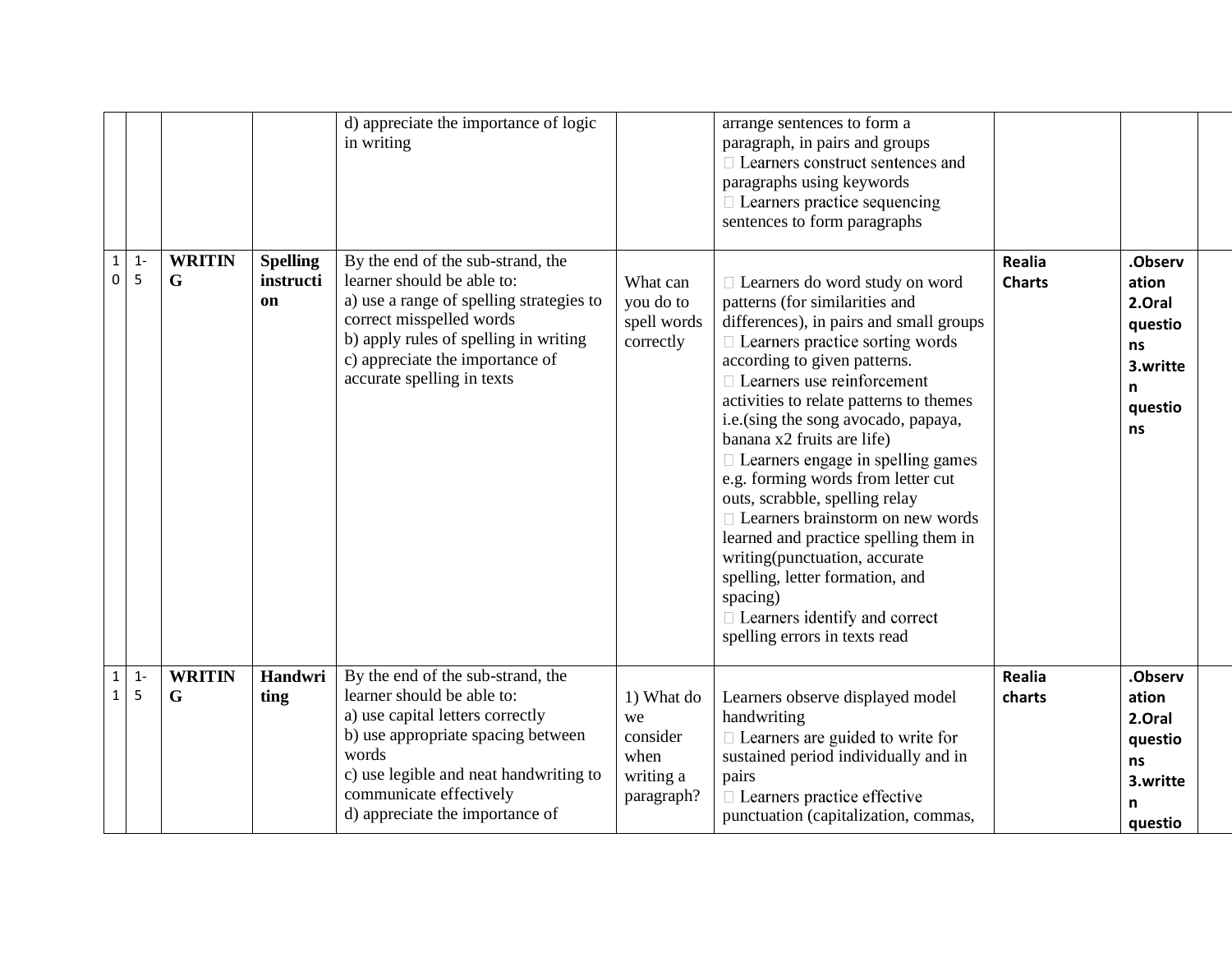| | | | | | | | | | |
|---|---|---|---|---|---|---|---|---|---|
| | | | | d) appreciate the importance of logic in writing | | arrange sentences to form a paragraph, in pairs and groups<br> Learners construct sentences and paragraphs using keywords<br> Learners practice sequencing sentences to form paragraphs | | | |
| 10 | 1-5 | **WRITING** | **Spelling instruction** | By the end of the sub-strand, the learner should be able to:<br>a) use a range of spelling strategies to correct misspelled words<br>b) apply rules of spelling in writing<br>c) appreciate the importance of accurate spelling in texts | What can you do to spell words correctly | Learners do word study on word patterns (for similarities and differences), in pairs and small groups<br> Learners practice sorting words according to given patterns.<br> Learners use reinforcement activities to relate patterns to themes i.e.(sing the song avocado, papaya, banana x2 fruits are life)<br> Learners engage in spelling games e.g. forming words from letter cut outs, scrabble, spelling relay<br> Learners brainstorm on new words learned and practice spelling them in writing(punctuation, accurate spelling, letter formation, and spacing)<br> Learners identify and correct spelling errors in texts read | **Realia Charts** | **.Observation 2.Oral questions 3.written questions** | |
| 11 | 1-5 | **WRITING** | **Handwriting** | By the end of the sub-strand, the learner should be able to:<br>a) use capital letters correctly<br>b) use appropriate spacing between words<br>c) use legible and neat handwriting to communicate effectively<br>d) appreciate the importance of | 1) What do we consider when writing a paragraph? | Learners observe displayed model handwriting<br> Learners are guided to write for sustained period individually and in pairs<br> Learners practice effective punctuation (capitalization, commas, | **Realia charts** | **.Observation 2.Oral questions 3.written questio** | |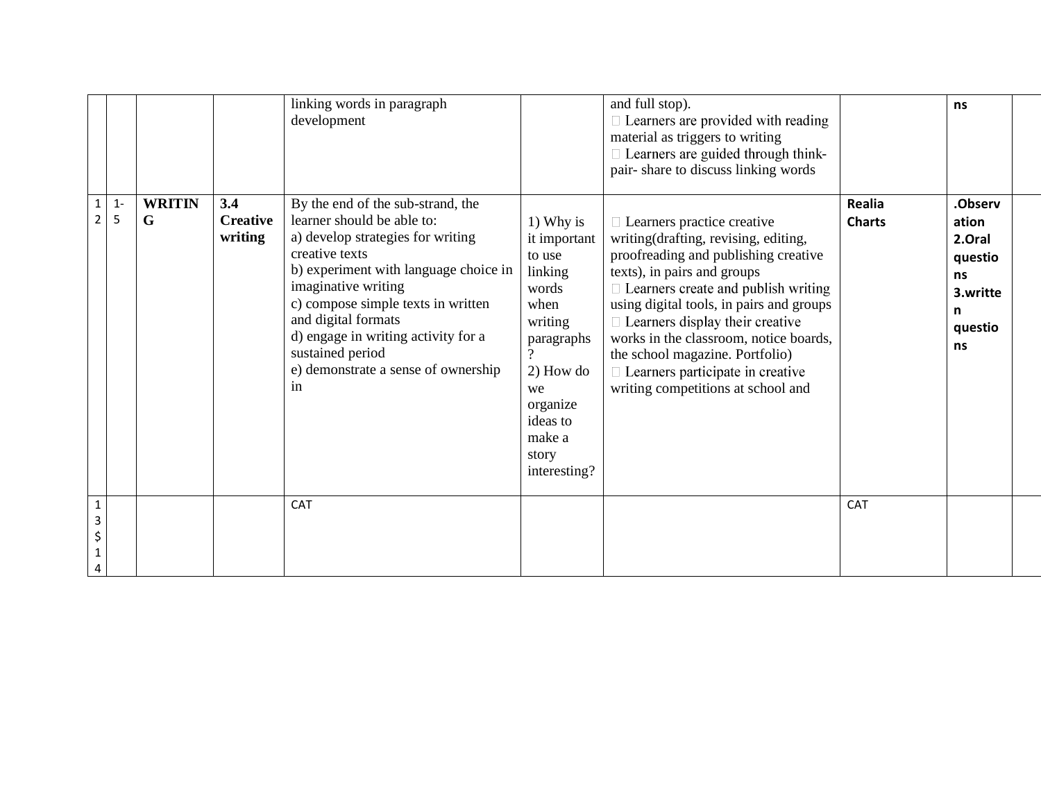| | | | | | | | | | |
|---|---|---|---|---|---|---|---|---|---|
| | | | | linking words in paragraph development | | and full stop).<br> Learners are provided with reading material as triggers to writing<br> Learners are guided through think-pair- share to discuss linking words | | ns | |
| 12 | 1-5 | **WRITING** | **3.4 Creative writing** | By the end of the sub-strand, the learner should be able to:<br>a) develop strategies for writing creative texts<br>b) experiment with language choice in imaginative writing<br>c) compose simple texts in written and digital formats<br>d) engage in writing activity for a sustained period<br>e) demonstrate a sense of ownership in | 1) Why is it important to use linking words when writing paragraphs ?<br>2) How do we organize ideas to make a story interesting? | Learners practice creative writing(drafting, revising, editing, proofreading and publishing creative texts), in pairs and groups<br> Learners create and publish writing using digital tools, in pairs and groups<br> Learners display their creative works in the classroom, notice boards, the school magazine. Portfolio)<br> Learners participate in creative writing competitions at school and | **Realia**<br>**Charts** | **.Observation**<br>**2.Oral questions**<br>**3.written questions** | |
| 13$14 | | | | CAT | | | CAT | | |